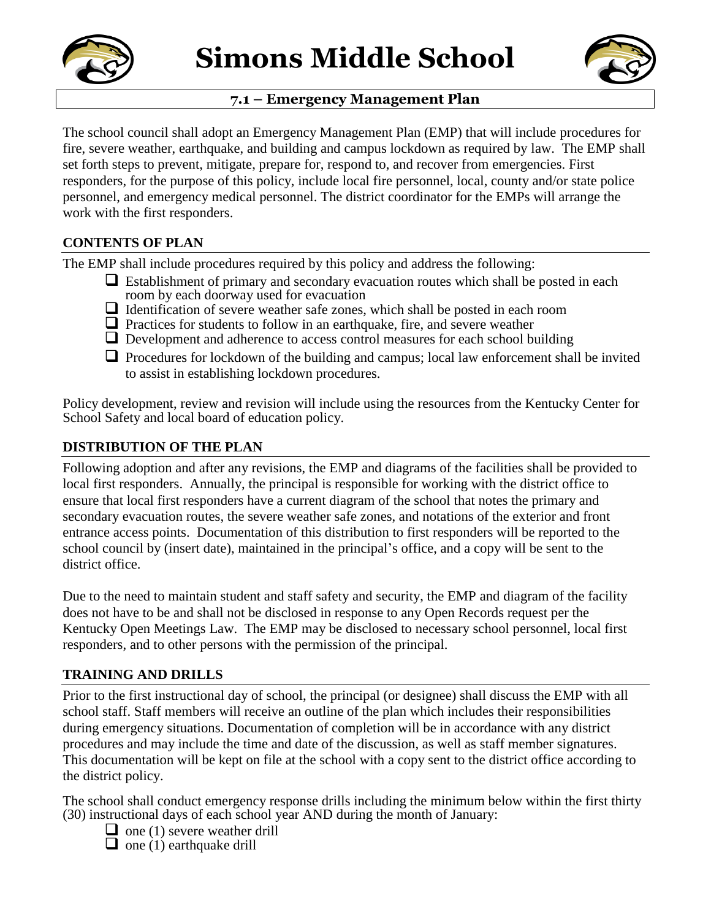# Simons Middle School

## 7.1 – Emergency Management Plan

The school council shall adopt an Emergency Management Plan (EMP) that will include procedures for fire, severe weather, earthquake, and building and campus lockdown as required by law. The EMP shall set forth steps to prevent, mitigate, prepare for, respond to, and recover from emergencies. First responders, for the purpose of this policy, include local fire personnel, local, county and/or state police personnel, and emergency medical personnel. The district coordinator for the EMPs will arrange the work with the first responders.

### CONTENTS OF PLAN

The EMP shall include procedures required by this policy and address the following:

- ❑ Establishment of primary and secondary evacuation routes which shall be posted in each room by each doorway used for evacuation
- ❑ Identification of severe weather safe zones, which shall be posted in each room
- ❑ Practices for students to follow in an earthquake, fire, and severe weather
- ❑ Development and adherence to access control measures for each school building
- ❑ Procedures for lockdown of the building and campus; local law enforcement shall be invited to assist in establishing lockdown procedures.

Policy development, review and revision will include using the resources from the Kentucky Center for School Safety and local board of education policy.

### DISTRIBUTION OF THE PLAN

Following adoption and after any revisions, the EMP and diagrams of the facilities shall be provided to local first responders. Annually, the principal is responsible for working with the district office to ensure that local first responders have a current diagram of the school that notes the primary and secondary evacuation routes, the severe weather safe zones, and notations of the exterior and front entrance access points. Documentation of this distribution to first responders will be reported to the school council by (insert date), maintained in the principal's office, and a copy will be sent to the district office.

Due to the need to maintain student and staff safety and security, the EMP and diagram of the facility does not have to be and shall not be disclosed in response to any Open Records request per the Kentucky Open Meetings Law. The EMP may be disclosed to necessary school personnel, local first responders, and to other persons with the permission of the principal.

### TRAINING AND DRILLS

Prior to the first instructional day of school, the principal (or designee) shall discuss the EMP with all school staff. Staff members will receive an outline of the plan which includes their responsibilities during emergency situations. Documentation of completion will be in accordance with any district procedures and may include the time and date of the discussion, as well as staff member signatures. This documentation will be kept on file at the school with a copy sent to the district office according to the district policy.

The school shall conduct emergency response drills including the minimum below within the first thirty (30) instructional days of each school year AND during the month of January:

- ❑ one (1) severe weather drill
- ❑ one (1) earthquake drill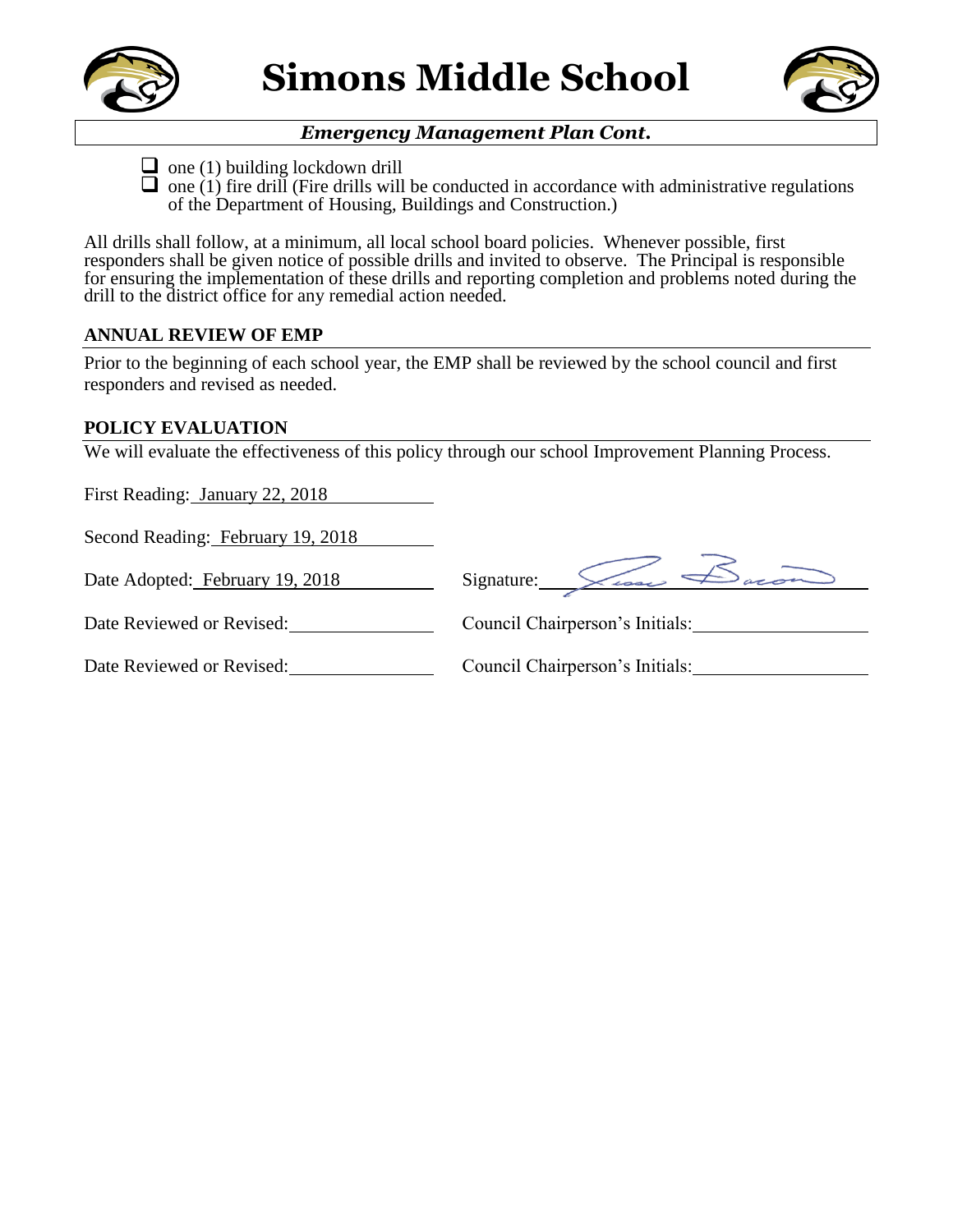- [ ] one (1) building lockdown drill
- [ ] one (1) fire drill (Fire drills will be conducted in accordance with administrative regulations of the Department of Housing, Buildings and Construction.)

All drills shall follow, at a minimum, all local school board policies. Whenever possible, first responders shall be given notice of possible drills and invited to observe. The Principal is responsible for ensuring the implementation of these drills and reporting completion and problems noted during the drill to the district office for any remedial action needed.

## ANNUAL REVIEW OF EMP

Prior to the beginning of each school year, the EMP shall be reviewed by the school council and first responders and revised as needed.

## POLICY EVALUATION

We will evaluate the effectiveness of this policy through our school Improvement Planning Process.

First Reading: January 22, 2018

Second Reading: February 19, 2018

Date Adopted: February 19, 2018 Signature: Jason Bacon

Date Reviewed or Revised: \_\_\_\_\_\_\_\_ Council Chairperson's Initials: \_\_\_\_\_\_\_\_

Date Reviewed or Revised: \_\_\_\_\_\_\_\_ Council Chairperson's Initials: \_\_\_\_\_\_\_\_